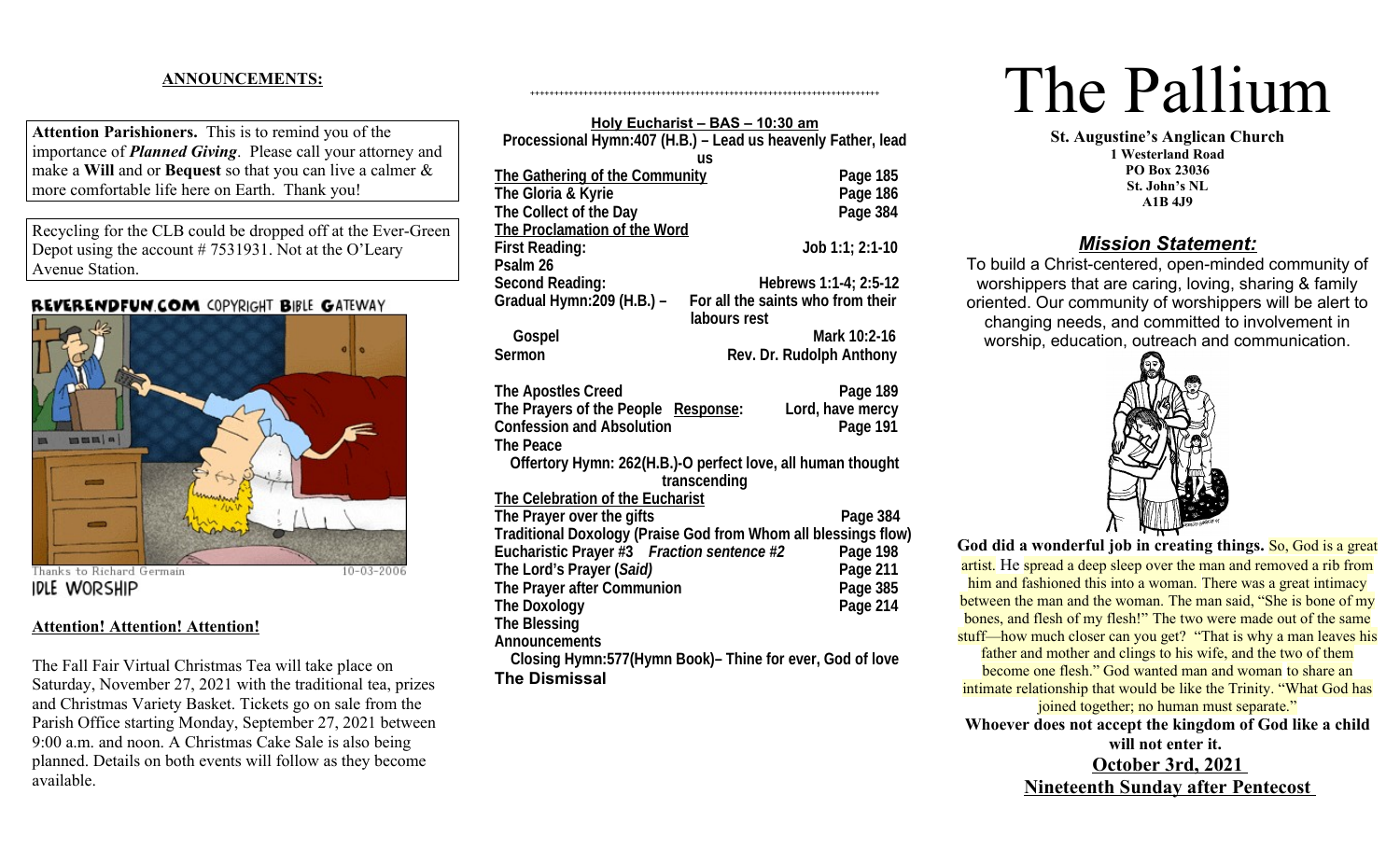## ANNOUNCEMENTS:

**Attention Parishioners.** This is to remind you of the importance of ***Planned Giving***. Please call your attorney and make a **Will** and or **Bequest** so that you can live a calmer & more comfortable life here on Earth. Thank you!

Recycling for the CLB could be dropped off at the Ever-Green Depot using the account # 7531931. Not at the O'Leary Avenue Station.

REVERENDFUN.COM COPYRIGHT BIBLE GATEWAY

Thanks to Richard Germain 10-03-2006

IDLE WORSHIP

**Attention! Attention! Attention!**

The Fall Fair Virtual Christmas Tea will take place on Saturday, November 27, 2021 with the traditional tea, prizes and Christmas Variety Basket. Tickets go on sale from the Parish Office starting Monday, September 27, 2021 between 9:00 a.m. and noon. A Christmas Cake Sale is also being planned. Details on both events will follow as they become available.

++++++++++++++++++++++++++++++++++++++++++++++++++++++++++++++++++++++++++

**Holy Eucharist – BAS – 10:30 am**

**Processional Hymn:407 (H.B.) – Lead us heavenly Father, lead us**

| | |
|---|---|
| **The Gathering of the Community** | **Page 185** |
| **The Gloria & Kyrie** | **Page 186** |
| **The Collect of the Day** | **Page 384** |
| **The Proclamation of the Word** | |
| **First Reading:** | **Job 1:1; 2:1-10** |
| **Psalm 26** | |
| **Second Reading:** | **Hebrews 1:1-4; 2:5-12** |
| **Gradual Hymn:209 (H.B.) –** | **For all the saints who from their labours rest** |
| **Gospel** | **Mark 10:2-16** |
| **Sermon** | **Rev. Dr. Rudolph Anthony** |
| **The Apostles Creed** | **Page 189** |
| **The Prayers of the People Response:** | **Lord, have mercy** |
| **Confession and Absolution** | **Page 191** |
| **The Peace** | |

**Offertory Hymn: 262(H.B.)-O perfect love, all human thought transcending**

| | |
|---|---|
| **The Celebration of the Eucharist** | |
| **The Prayer over the gifts** | **Page 384** |
| **Traditional Doxology (Praise God from Whom all blessings flow)** | |
| **Eucharistic Prayer #3 *Fraction sentence #2*** | **Page 198** |
| **The Lord's Prayer (*Said*)** | **Page 211** |
| **The Prayer after Communion** | **Page 385** |
| **The Doxology** | **Page 214** |
| **The Blessing** | |
| **Announcements** | |

**Closing Hymn:577(Hymn Book)– Thine for ever, God of love**

**The Dismissal**

# The Pallium

**St. Augustine's Anglican Church**
**1 Westerland Road**
**PO Box 23036**
**St. John's NL**
**A1B 4J9**

## ***Mission Statement:***

To build a Christ-centered, open-minded community of worshippers that are caring, loving, sharing & family oriented. Our community of worshippers will be alert to changing needs, and committed to involvement in worship, education, outreach and communication.

**God did a wonderful job in creating things.** So, God is a great artist. He spread a deep sleep over the man and removed a rib from him and fashioned this into a woman. There was a great intimacy between the man and the woman. The man said, "She is bone of my bones, and flesh of my flesh!" The two were made out of the same stuff—how much closer can you get? "That is why a man leaves his father and mother and clings to his wife, and the two of them become one flesh." God wanted man and woman to share an intimate relationship that would be like the Trinity. "What God has joined together; no human must separate."

**Whoever does not accept the kingdom of God like a child will not enter it.**

**October 3rd, 2021**

**Nineteenth Sunday after Pentecost**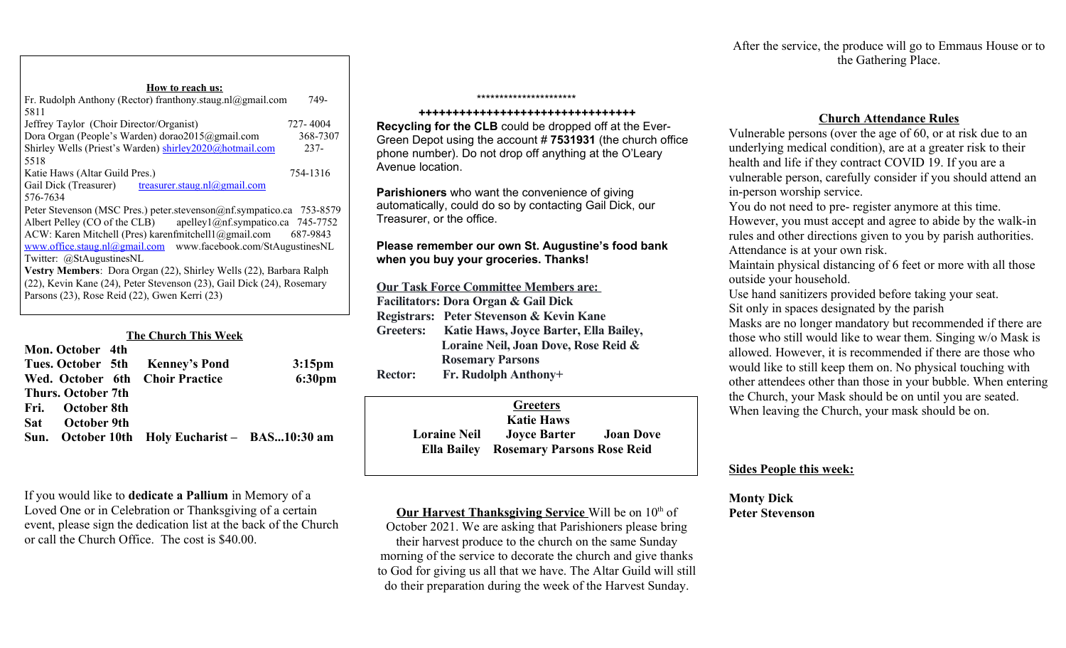### How to reach us:

Fr. Rudolph Anthony (Rector) franthony.staug.nl@gmail.com 749-5811
Jeffrey Taylor (Choir Director/Organist) 727- 4004
Dora Organ (People's Warden) dorao2015@gmail.com 368-7307
Shirley Wells (Priest's Warden) shirley2020@hotmail.com 237-5518
Katie Haws (Altar Guild Pres.) 754-1316
Gail Dick (Treasurer) treasurer.staug.nl@gmail.com 576-7634
Peter Stevenson (MSC Pres.) peter.stevenson@nf.sympatico.ca 753-8579
Albert Pelley (CO of the CLB) apelley1@nf.sympatico.ca 745-7752
ACW: Karen Mitchell (Pres) karenfmitchell1@gmail.com 687-9843
www.office.staug.nl@gmail.com www.facebook.com/StAugustinesNL
Twitter: @StAugustinesNL

**Vestry Members**: Dora Organ (22), Shirley Wells (23), Barbara Ralph (22), Kevin Kane (24), Peter Stevenson (23), Gail Dick (24), Rosemary Parsons (23), Rose Reid (22), Gwen Kerri (23)

### The Church This Week

| | | |
|---|---|---|
| **Mon. October 4th** | | |
| **Tues. October 5th** | **Kenney's Pond** | **3:15pm** |
| **Wed. October 6th** | **Choir Practice** | **6:30pm** |
| **Thurs. October 7th** | | |
| **Fri. October 8th** | | |
| **Sat October 9th** | | |
| **Sun. October 10th** | **Holy Eucharist – BAS...10:30 am** | |

If you would like to **dedicate a Pallium** in Memory of a Loved One or in Celebration or Thanksgiving of a certain event, please sign the dedication list at the back of the Church or call the Church Office. The cost is $40.00.

*********************

++++++++++++++++++++++++++++++++

**Recycling for the CLB** could be dropped off at the Ever-Green Depot using the account # **7531931** (the church office phone number). Do not drop off anything at the O'Leary Avenue location.

**Parishioners** who want the convenience of giving automatically, could do so by contacting Gail Dick, our Treasurer, or the office.

**Please remember our own St. Augustine's food bank when you buy your groceries. Thanks!**

**Our Task Force Committee Members are:**
**Facilitators: Dora Organ & Gail Dick**
**Registrars: Peter Stevenson & Kevin Kane**
**Greeters: Katie Haws, Joyce Barter, Ella Bailey, Loraine Neil, Joan Dove, Rose Reid & Rosemary Parsons**
**Rector: Fr. Rudolph Anthony+**

**Greeters**
**Katie Haws**
**Loraine Neil Joyce Barter Joan Dove**
**Ella Bailey Rosemary Parsons Rose Reid**

**Our Harvest Thanksgiving Service** Will be on 10th of October 2021. We are asking that Parishioners please bring their harvest produce to the church on the same Sunday morning of the service to decorate the church and give thanks to God for giving us all that we have. The Altar Guild will still do their preparation during the week of the Harvest Sunday. After the service, the produce will go to Emmaus House or to the Gathering Place.

### Church Attendance Rules

Vulnerable persons (over the age of 60, or at risk due to an underlying medical condition), are at a greater risk to their health and life if they contract COVID 19. If you are a vulnerable person, carefully consider if you should attend an in-person worship service.
You do not need to pre- register anymore at this time. However, you must accept and agree to abide by the walk-in rules and other directions given to you by parish authorities.
Attendance is at your own risk.
Maintain physical distancing of 6 feet or more with all those outside your household.
Use hand sanitizers provided before taking your seat.
Sit only in spaces designated by the parish
Masks are no longer mandatory but recommended if there are those who still would like to wear them. Singing w/o Mask is allowed. However, it is recommended if there are those who would like to still keep them on. No physical touching with other attendees other than those in your bubble. When entering the Church, your Mask should be on until you are seated. When leaving the Church, your mask should be on.

**Sides People this week:**

**Monty Dick**
**Peter Stevenson**